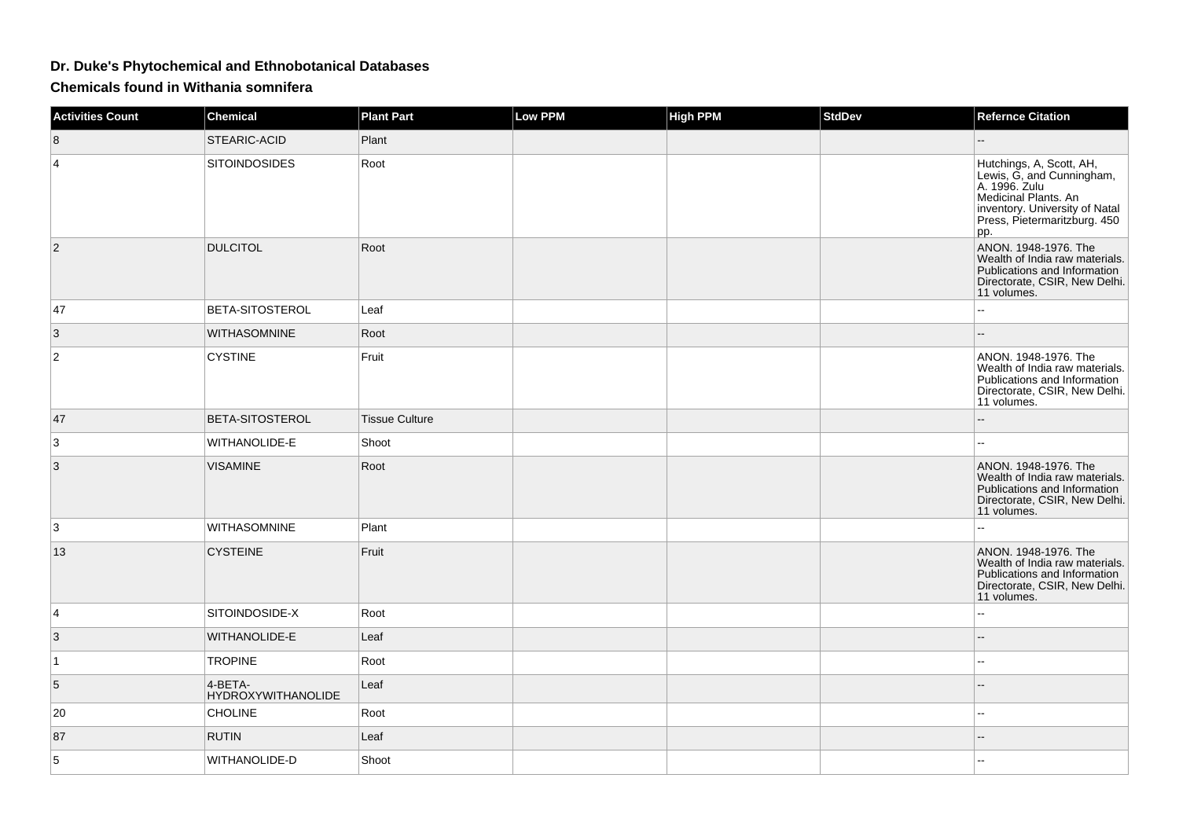## Dr. Duke's Phytochemical and Ethnobotanical Databases

### Chemicals found in Withania somnifera

| Activities Count | Chemical | Plant Part | Low PPM | High PPM | StdDev | Refernce Citation |
|---|---|---|---|---|---|---|
| 8 | STEARIC-ACID | Plant | | | | -- |
| 4 | SITOINDOSIDES | Root | | | | Hutchings, A, Scott, AH, Lewis, G, and Cunningham, A. 1996. Zulu Medicinal Plants. An inventory. University of Natal Press, Pietermaritzburg. 450 pp. |
| 2 | DULCITOL | Root | | | | ANON. 1948-1976. The Wealth of India raw materials. Publications and Information Directorate, CSIR, New Delhi. 11 volumes. |
| 47 | BETA-SITOSTEROL | Leaf | | | | -- |
| 3 | WITHASOMNINE | Root | | | | -- |
| 2 | CYSTINE | Fruit | | | | ANON. 1948-1976. The Wealth of India raw materials. Publications and Information Directorate, CSIR, New Delhi. 11 volumes. |
| 47 | BETA-SITOSTEROL | Tissue Culture | | | | -- |
| 3 | WITHANOLIDE-E | Shoot | | | | -- |
| 3 | VISAMINE | Root | | | | ANON. 1948-1976. The Wealth of India raw materials. Publications and Information Directorate, CSIR, New Delhi. 11 volumes. |
| 3 | WITHASOMNINE | Plant | | | | -- |
| 13 | CYSTEINE | Fruit | | | | ANON. 1948-1976. The Wealth of India raw materials. Publications and Information Directorate, CSIR, New Delhi. 11 volumes. |
| 4 | SITOINDOSIDE-X | Root | | | | -- |
| 3 | WITHANOLIDE-E | Leaf | | | | -- |
| 1 | TROPINE | Root | | | | -- |
| 5 | 4-BETA-HYDROXYWITHANOLIDE | Leaf | | | | -- |
| 20 | CHOLINE | Root | | | | -- |
| 87 | RUTIN | Leaf | | | | -- |
| 5 | WITHANOLIDE-D | Shoot | | | | -- |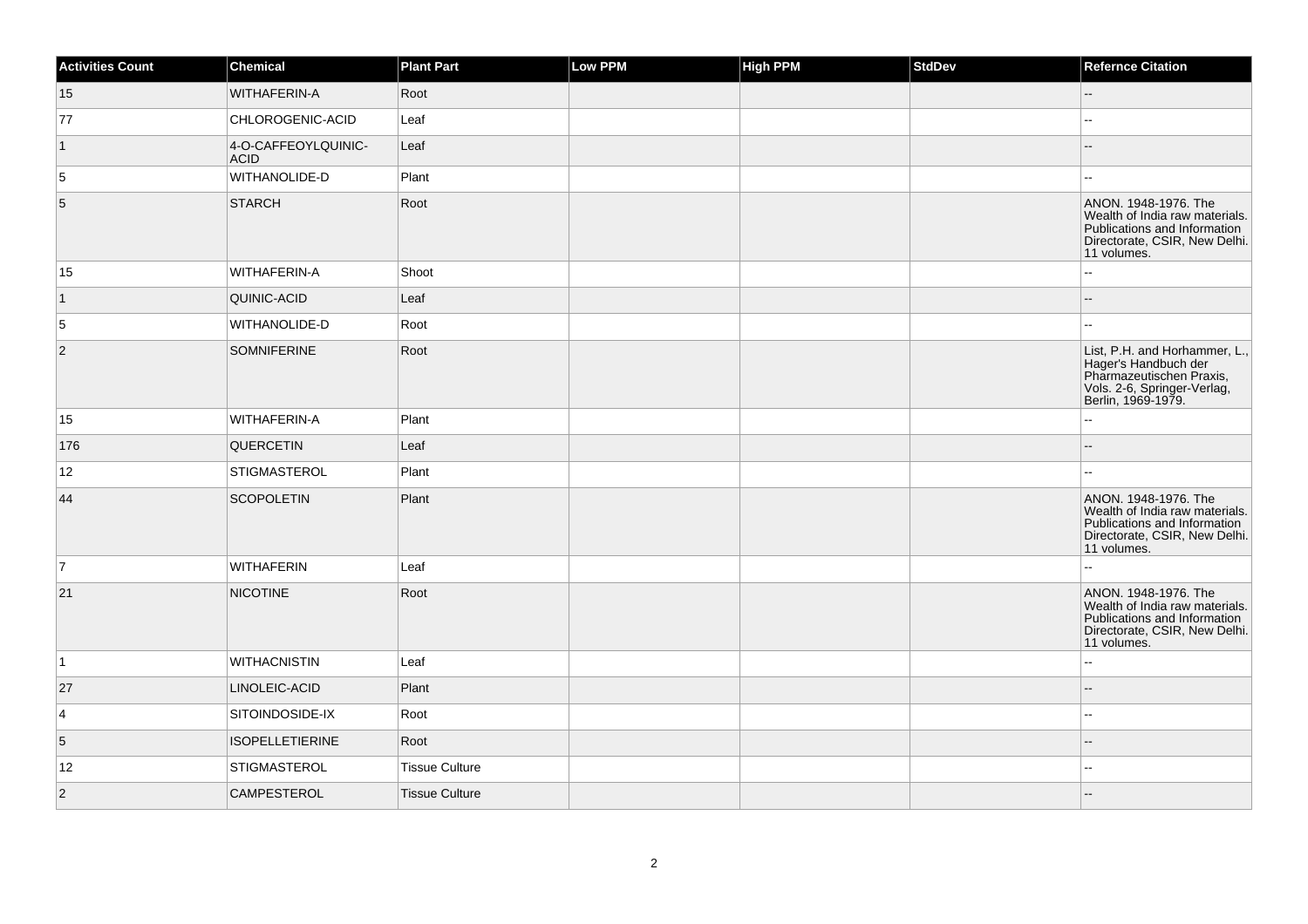| Activities Count | Chemical | Plant Part | Low PPM | High PPM | StdDev | Refernce Citation |
|---|---|---|---|---|---|---|
| 15 | WITHAFERIN-A | Root | | | | -- |
| 77 | CHLOROGENIC-ACID | Leaf | | | | -- |
| 1 | 4-O-CAFFEOYLQUINIC-ACID | Leaf | | | | -- |
| 5 | WITHANOLIDE-D | Plant | | | | -- |
| 5 | STARCH | Root | | | | ANON. 1948-1976. The Wealth of India raw materials. Publications and Information Directorate, CSIR, New Delhi. 11 volumes. |
| 15 | WITHAFERIN-A | Shoot | | | | -- |
| 1 | QUINIC-ACID | Leaf | | | | -- |
| 5 | WITHANOLIDE-D | Root | | | | -- |
| 2 | SOMNIFERINE | Root | | | | List, P.H. and Horhammer, L., Hager's Handbuch der Pharmazeutischen Praxis, Vols. 2-6, Springer-Verlag, Berlin, 1969-1979. |
| 15 | WITHAFERIN-A | Plant | | | | -- |
| 176 | QUERCETIN | Leaf | | | | -- |
| 12 | STIGMASTEROL | Plant | | | | -- |
| 44 | SCOPOLETIN | Plant | | | | ANON. 1948-1976. The Wealth of India raw materials. Publications and Information Directorate, CSIR, New Delhi. 11 volumes. |
| 7 | WITHAFERIN | Leaf | | | | -- |
| 21 | NICOTINE | Root | | | | ANON. 1948-1976. The Wealth of India raw materials. Publications and Information Directorate, CSIR, New Delhi. 11 volumes. |
| 1 | WITHACNISTIN | Leaf | | | | -- |
| 27 | LINOLEIC-ACID | Plant | | | | -- |
| 4 | SITOINDOSIDE-IX | Root | | | | -- |
| 5 | ISOPELLETIERINE | Root | | | | -- |
| 12 | STIGMASTEROL | Tissue Culture | | | | -- |
| 2 | CAMPESTEROL | Tissue Culture | | | | -- |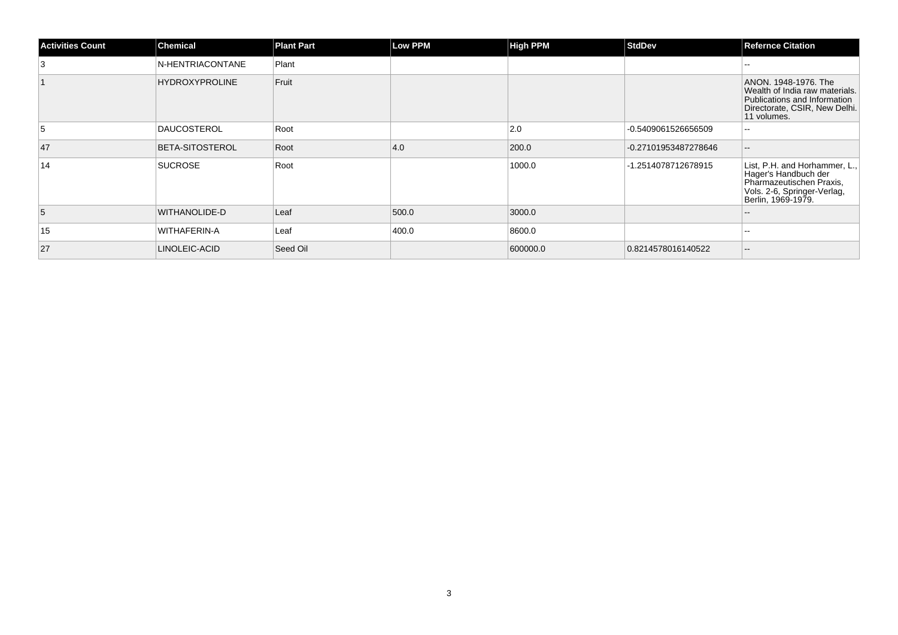| Activities Count | Chemical | Plant Part | Low PPM | High PPM | StdDev | Refernce Citation |
| --- | --- | --- | --- | --- | --- | --- |
| 3 | N-HENTRIACONTANE | Plant | | | | -- |
| 1 | HYDROXYPROLINE | Fruit | | | | ANON. 1948-1976. The Wealth of India raw materials. Publications and Information Directorate, CSIR, New Delhi. 11 volumes. |
| 5 | DAUCOSTEROL | Root | | 2.0 | -0.5409061526656509 | -- |
| 47 | BETA-SITOSTEROL | Root | 4.0 | 200.0 | -0.27101953487278646 | -- |
| 14 | SUCROSE | Root | | 1000.0 | -1.2514078712678915 | List, P.H. and Horhammer, L., Hager's Handbuch der Pharmazeutischen Praxis, Vols. 2-6, Springer-Verlag, Berlin, 1969-1979. |
| 5 | WITHANOLIDE-D | Leaf | 500.0 | 3000.0 | | -- |
| 15 | WITHAFERIN-A | Leaf | 400.0 | 8600.0 | | -- |
| 27 | LINOLEIC-ACID | Seed Oil | | 600000.0 | 0.8214578016140522 | -- |